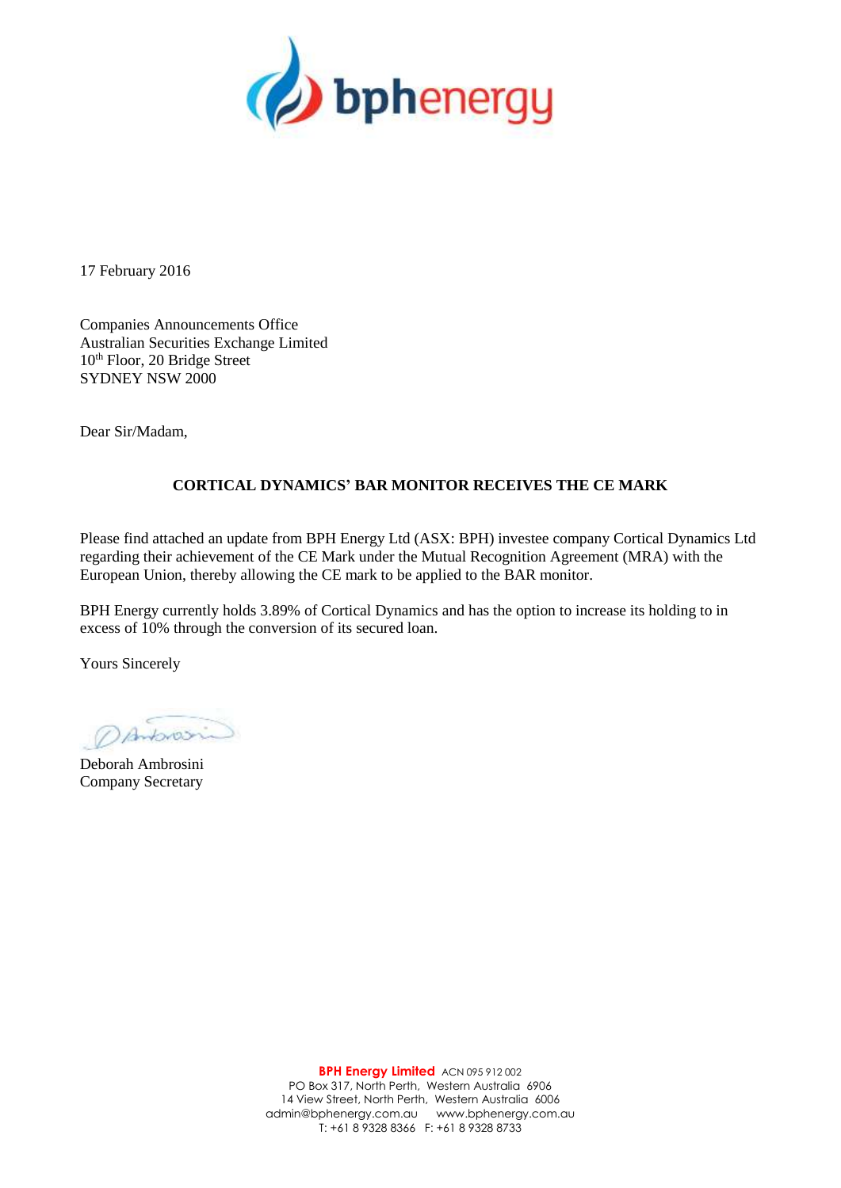17 February 2016

Companies Announcements Office
Australian Securities Exchange Limited
10th Floor, 20 Bridge Street
SYDNEY NSW 2000

Dear Sir/Madam,

**CORTICAL DYNAMICS' BAR MONITOR RECEIVES THE CE MARK**

Please find attached an update from BPH Energy Ltd (ASX: BPH) investee company Cortical Dynamics Ltd regarding their achievement of the CE Mark under the Mutual Recognition Agreement (MRA) with the European Union, thereby allowing the CE mark to be applied to the BAR monitor.

BPH Energy currently holds 3.89% of Cortical Dynamics and has the option to increase its holding to in excess of 10% through the conversion of its secured loan.

Yours Sincerely

Deborah Ambrosini
Company Secretary

**BPH Energy Limited** ACN 095 912 002
PO Box 317, North Perth, Western Australia 6906
14 View Street, North Perth, Western Australia 6006
admin@bphenergy.com.au www.bphenergy.com.au
T: +61 8 9328 8366 F: +61 8 9328 8733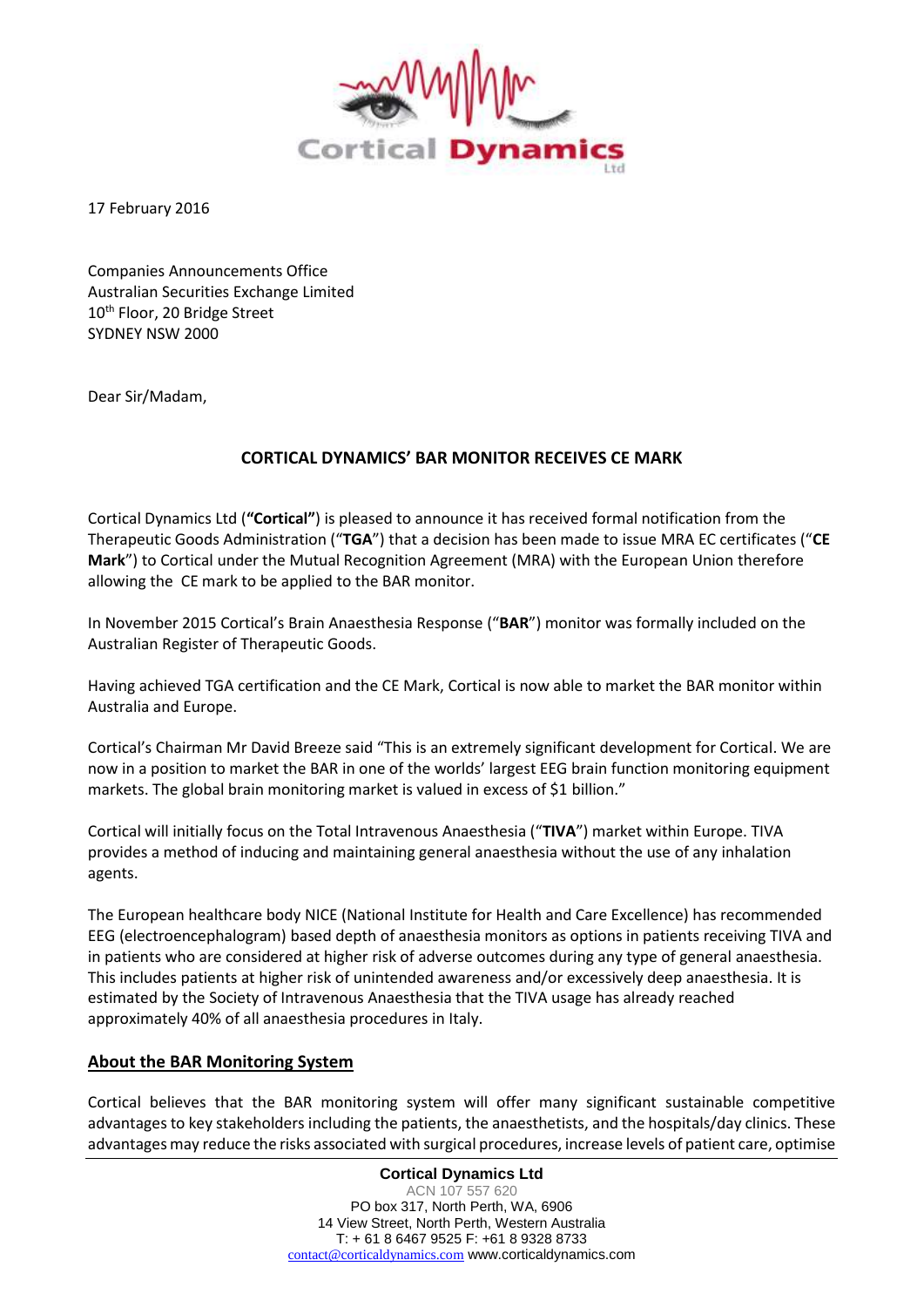17 February 2016

Companies Announcements Office
Australian Securities Exchange Limited
10th Floor, 20 Bridge Street
SYDNEY NSW 2000

Dear Sir/Madam,

**CORTICAL DYNAMICS' BAR MONITOR RECEIVES CE MARK**

Cortical Dynamics Ltd (**"Cortical"**) is pleased to announce it has received formal notification from the Therapeutic Goods Administration ("**TGA**") that a decision has been made to issue MRA EC certificates ("**CE Mark**") to Cortical under the Mutual Recognition Agreement (MRA) with the European Union therefore allowing the CE mark to be applied to the BAR monitor.

In November 2015 Cortical's Brain Anaesthesia Response ("**BAR**") monitor was formally included on the Australian Register of Therapeutic Goods.

Having achieved TGA certification and the CE Mark, Cortical is now able to market the BAR monitor within Australia and Europe.

Cortical's Chairman Mr David Breeze said "This is an extremely significant development for Cortical. We are now in a position to market the BAR in one of the worlds' largest EEG brain function monitoring equipment markets. The global brain monitoring market is valued in excess of $1 billion."

Cortical will initially focus on the Total Intravenous Anaesthesia ("**TIVA**") market within Europe. TIVA provides a method of inducing and maintaining general anaesthesia without the use of any inhalation agents.

The European healthcare body NICE (National Institute for Health and Care Excellence) has recommended EEG (electroencephalogram) based depth of anaesthesia monitors as options in patients receiving TIVA and in patients who are considered at higher risk of adverse outcomes during any type of general anaesthesia. This includes patients at higher risk of unintended awareness and/or excessively deep anaesthesia. It is estimated by the Society of Intravenous Anaesthesia that the TIVA usage has already reached approximately 40% of all anaesthesia procedures in Italy.

## About the BAR Monitoring System

Cortical believes that the BAR monitoring system will offer many significant sustainable competitive advantages to key stakeholders including the patients, the anaesthetists, and the hospitals/day clinics. These advantages may reduce the risks associated with surgical procedures, increase levels of patient care, optimise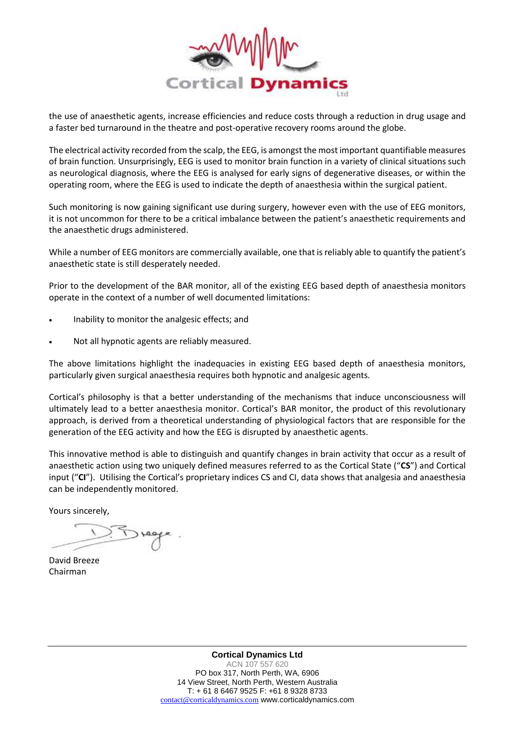the use of anaesthetic agents, increase efficiencies and reduce costs through a reduction in drug usage and a faster bed turnaround in the theatre and post-operative recovery rooms around the globe.

The electrical activity recorded from the scalp, the EEG, is amongst the most important quantifiable measures of brain function. Unsurprisingly, EEG is used to monitor brain function in a variety of clinical situations such as neurological diagnosis, where the EEG is analysed for early signs of degenerative diseases, or within the operating room, where the EEG is used to indicate the depth of anaesthesia within the surgical patient.

Such monitoring is now gaining significant use during surgery, however even with the use of EEG monitors, it is not uncommon for there to be a critical imbalance between the patient's anaesthetic requirements and the anaesthetic drugs administered.

While a number of EEG monitors are commercially available, one that is reliably able to quantify the patient's anaesthetic state is still desperately needed.

Prior to the development of the BAR monitor, all of the existing EEG based depth of anaesthesia monitors operate in the context of a number of well documented limitations:

- Inability to monitor the analgesic effects; and
- Not all hypnotic agents are reliably measured.

The above limitations highlight the inadequacies in existing EEG based depth of anaesthesia monitors, particularly given surgical anaesthesia requires both hypnotic and analgesic agents.

Cortical's philosophy is that a better understanding of the mechanisms that induce unconsciousness will ultimately lead to a better anaesthesia monitor. Cortical's BAR monitor, the product of this revolutionary approach, is derived from a theoretical understanding of physiological factors that are responsible for the generation of the EEG activity and how the EEG is disrupted by anaesthetic agents.

This innovative method is able to distinguish and quantify changes in brain activity that occur as a result of anaesthetic action using two uniquely defined measures referred to as the Cortical State ("**CS**") and Cortical input ("**CI**"). Utilising the Cortical's proprietary indices CS and CI, data shows that analgesia and anaesthesia can be independently monitored.

Yours sincerely,

David Breeze
Chairman

**Cortical Dynamics Ltd**
ACN 107 557 620
PO box 317, North Perth, WA, 6906
14 View Street, North Perth, Western Australia
T: + 61 8 6467 9525 F: +61 8 9328 8733
contact@corticaldynamics.com www.corticaldynamics.com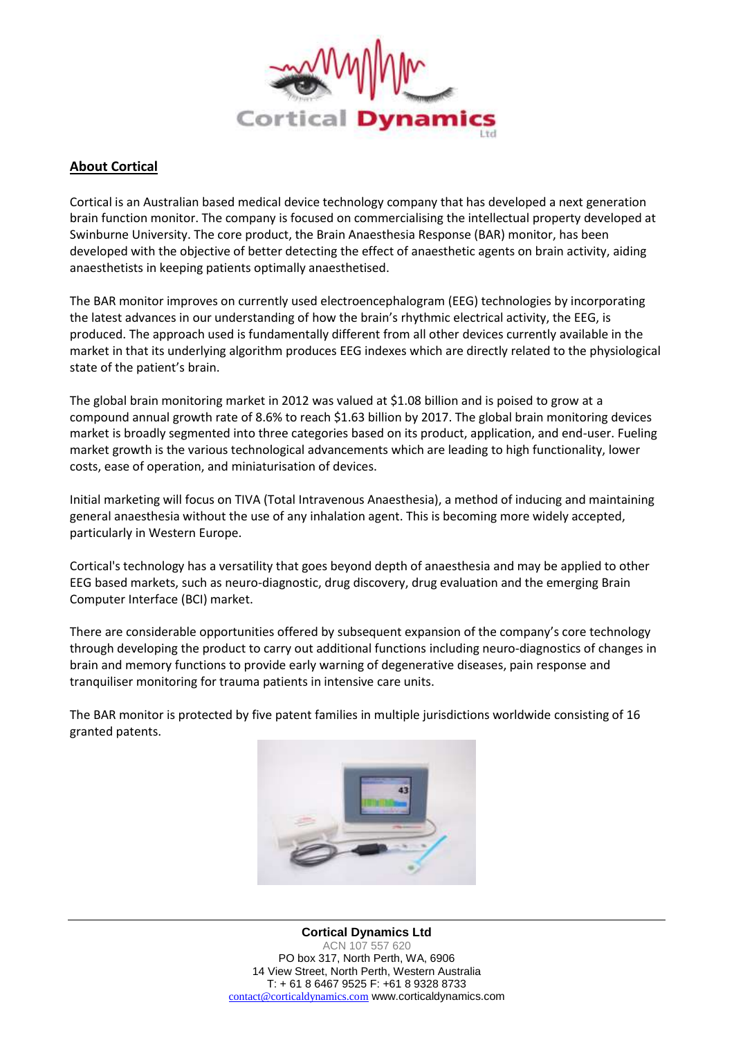Cortical Dynamics Ltd

## About Cortical

Cortical is an Australian based medical device technology company that has developed a next generation brain function monitor. The company is focused on commercialising the intellectual property developed at Swinburne University. The core product, the Brain Anaesthesia Response (BAR) monitor, has been developed with the objective of better detecting the effect of anaesthetic agents on brain activity, aiding anaesthetists in keeping patients optimally anaesthetised.

The BAR monitor improves on currently used electroencephalogram (EEG) technologies by incorporating the latest advances in our understanding of how the brain's rhythmic electrical activity, the EEG, is produced. The approach used is fundamentally different from all other devices currently available in the market in that its underlying algorithm produces EEG indexes which are directly related to the physiological state of the patient's brain.

The global brain monitoring market in 2012 was valued at $1.08 billion and is poised to grow at a compound annual growth rate of 8.6% to reach $1.63 billion by 2017. The global brain monitoring devices market is broadly segmented into three categories based on its product, application, and end-user. Fueling market growth is the various technological advancements which are leading to high functionality, lower costs, ease of operation, and miniaturisation of devices.

Initial marketing will focus on TIVA (Total Intravenous Anaesthesia), a method of inducing and maintaining general anaesthesia without the use of any inhalation agent. This is becoming more widely accepted, particularly in Western Europe.

Cortical's technology has a versatility that goes beyond depth of anaesthesia and may be applied to other EEG based markets, such as neuro-diagnostic, drug discovery, drug evaluation and the emerging Brain Computer Interface (BCI) market.

There are considerable opportunities offered by subsequent expansion of the company's core technology through developing the product to carry out additional functions including neuro-diagnostics of changes in brain and memory functions to provide early warning of degenerative diseases, pain response and tranquiliser monitoring for trauma patients in intensive care units.

The BAR monitor is protected by five patent families in multiple jurisdictions worldwide consisting of 16 granted patents.

---

**Cortical Dynamics Ltd**
ACN 107 557 620
PO box 317, North Perth, WA, 6906
14 View Street, North Perth, Western Australia
T: + 61 8 6467 9525 F: +61 8 9328 8733
contact@corticaldynamics.com www.corticaldynamics.com